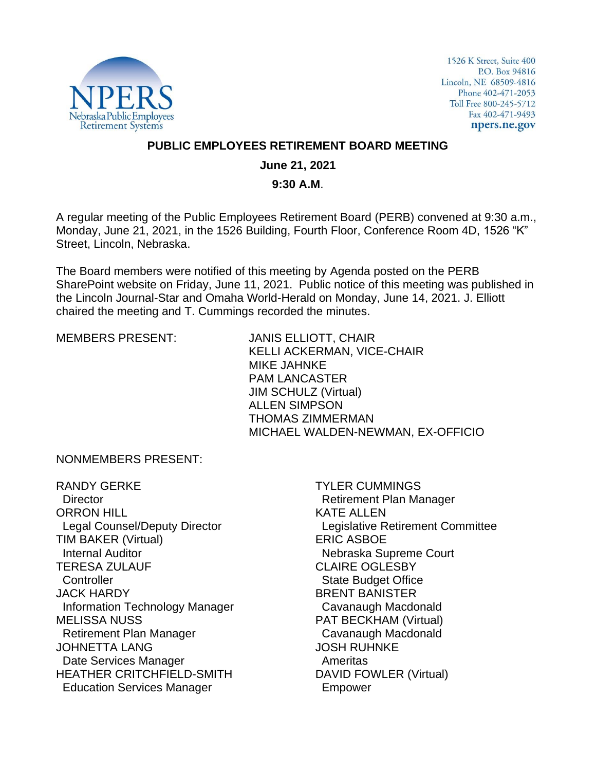NPERS
Nebraska Public Employees
Retirement Systems

1526 K Street, Suite 400
P.O. Box 94816
Lincoln, NE 68509-4816
Phone 402-471-2053
Toll Free 800-245-5712
Fax 402-471-9493
npers.ne.gov

# PUBLIC EMPLOYEES RETIREMENT BOARD MEETING

**June 21, 2021**

**9:30 A.M.**

A regular meeting of the Public Employees Retirement Board (PERB) convened at 9:30 a.m., Monday, June 21, 2021, in the 1526 Building, Fourth Floor, Conference Room 4D, 1526 "K" Street, Lincoln, Nebraska.

The Board members were notified of this meeting by Agenda posted on the PERB SharePoint website on Friday, June 11, 2021. Public notice of this meeting was published in the Lincoln Journal-Star and Omaha World-Herald on Monday, June 14, 2021. J. Elliott chaired the meeting and T. Cummings recorded the minutes.

MEMBERS PRESENT:

JANIS ELLIOTT, CHAIR
KELLI ACKERMAN, VICE-CHAIR
MIKE JAHNKE
PAM LANCASTER
JIM SCHULZ (Virtual)
ALLEN SIMPSON
THOMAS ZIMMERMAN
MICHAEL WALDEN-NEWMAN, EX-OFFICIO

NONMEMBERS PRESENT:

RANDY GERKE
Director
ORRON HILL
Legal Counsel/Deputy Director
TIM BAKER (Virtual)
Internal Auditor
TERESA ZULAUF
Controller
JACK HARDY
Information Technology Manager
MELISSA NUSS
Retirement Plan Manager
JOHNETTA LANG
Date Services Manager
HEATHER CRITCHFIELD-SMITH
Education Services Manager

TYLER CUMMINGS
Retirement Plan Manager
KATE ALLEN
Legislative Retirement Committee
ERIC ASBOE
Nebraska Supreme Court
CLAIRE OGLESBY
State Budget Office
BRENT BANISTER
Cavanaugh Macdonald
PAT BECKHAM (Virtual)
Cavanaugh Macdonald
JOSH RUHNKE
Ameritas
DAVID FOWLER (Virtual)
Empower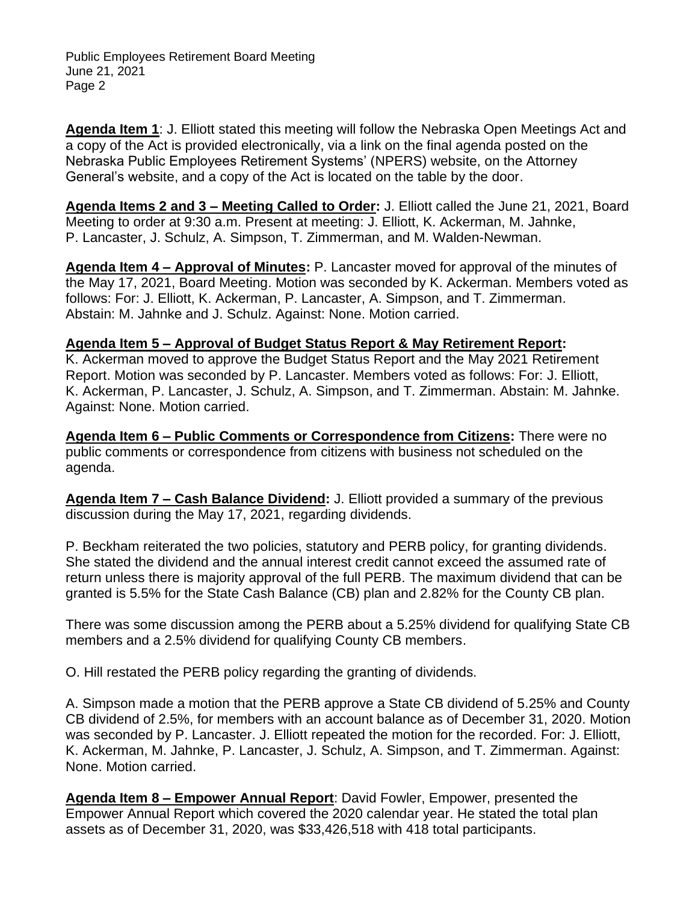**Agenda Item 1**: J. Elliott stated this meeting will follow the Nebraska Open Meetings Act and a copy of the Act is provided electronically, via a link on the final agenda posted on the Nebraska Public Employees Retirement Systems' (NPERS) website, on the Attorney General's website, and a copy of the Act is located on the table by the door.

**Agenda Items 2 and 3 – Meeting Called to Order:** J. Elliott called the June 21, 2021, Board Meeting to order at 9:30 a.m. Present at meeting: J. Elliott, K. Ackerman, M. Jahnke, P. Lancaster, J. Schulz, A. Simpson, T. Zimmerman, and M. Walden-Newman.

**Agenda Item 4 – Approval of Minutes:** P. Lancaster moved for approval of the minutes of the May 17, 2021, Board Meeting. Motion was seconded by K. Ackerman. Members voted as follows: For: J. Elliott, K. Ackerman, P. Lancaster, A. Simpson, and T. Zimmerman. Abstain: M. Jahnke and J. Schulz. Against: None. Motion carried.

**Agenda Item 5 – Approval of Budget Status Report & May Retirement Report:** K. Ackerman moved to approve the Budget Status Report and the May 2021 Retirement Report. Motion was seconded by P. Lancaster. Members voted as follows: For: J. Elliott, K. Ackerman, P. Lancaster, J. Schulz, A. Simpson, and T. Zimmerman. Abstain: M. Jahnke. Against: None. Motion carried.

**Agenda Item 6 – Public Comments or Correspondence from Citizens:** There were no public comments or correspondence from citizens with business not scheduled on the agenda.

**Agenda Item 7 – Cash Balance Dividend:** J. Elliott provided a summary of the previous discussion during the May 17, 2021, regarding dividends.

P. Beckham reiterated the two policies, statutory and PERB policy, for granting dividends. She stated the dividend and the annual interest credit cannot exceed the assumed rate of return unless there is majority approval of the full PERB. The maximum dividend that can be granted is 5.5% for the State Cash Balance (CB) plan and 2.82% for the County CB plan.

There was some discussion among the PERB about a 5.25% dividend for qualifying State CB members and a 2.5% dividend for qualifying County CB members.

O. Hill restated the PERB policy regarding the granting of dividends.

A. Simpson made a motion that the PERB approve a State CB dividend of 5.25% and County CB dividend of 2.5%, for members with an account balance as of December 31, 2020. Motion was seconded by P. Lancaster. J. Elliott repeated the motion for the recorded. For: J. Elliott, K. Ackerman, M. Jahnke, P. Lancaster, J. Schulz, A. Simpson, and T. Zimmerman. Against: None. Motion carried.

**Agenda Item 8 – Empower Annual Report**: David Fowler, Empower, presented the Empower Annual Report which covered the 2020 calendar year. He stated the total plan assets as of December 31, 2020, was $33,426,518 with 418 total participants.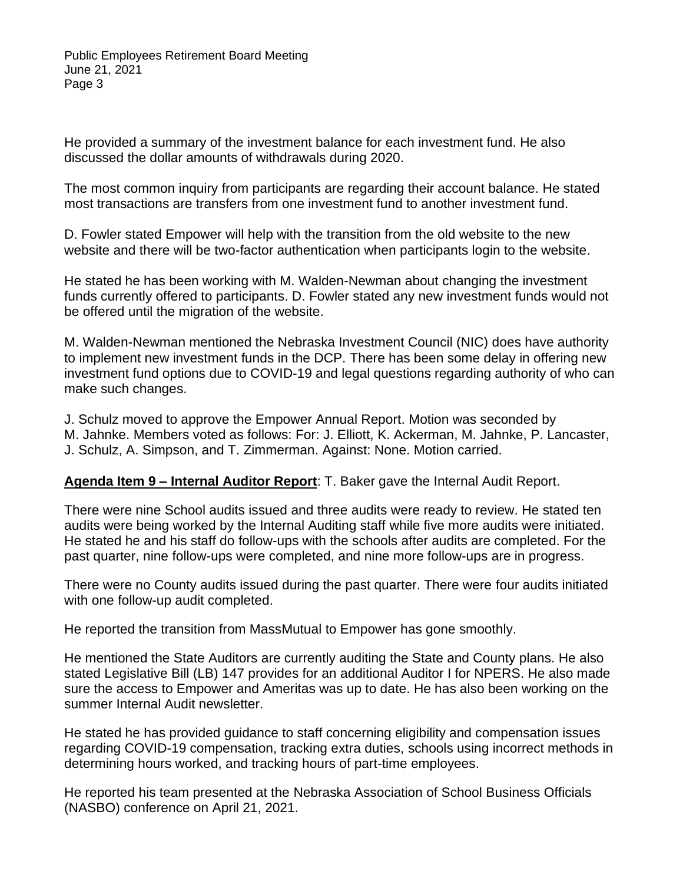He provided a summary of the investment balance for each investment fund. He also discussed the dollar amounts of withdrawals during 2020.

The most common inquiry from participants are regarding their account balance. He stated most transactions are transfers from one investment fund to another investment fund.

D. Fowler stated Empower will help with the transition from the old website to the new website and there will be two-factor authentication when participants login to the website.

He stated he has been working with M. Walden-Newman about changing the investment funds currently offered to participants. D. Fowler stated any new investment funds would not be offered until the migration of the website.

M. Walden-Newman mentioned the Nebraska Investment Council (NIC) does have authority to implement new investment funds in the DCP. There has been some delay in offering new investment fund options due to COVID-19 and legal questions regarding authority of who can make such changes.

J. Schulz moved to approve the Empower Annual Report. Motion was seconded by M. Jahnke. Members voted as follows: For: J. Elliott, K. Ackerman, M. Jahnke, P. Lancaster, J. Schulz, A. Simpson, and T. Zimmerman. Against: None. Motion carried.

**Agenda Item 9 – Internal Auditor Report**: T. Baker gave the Internal Audit Report.

There were nine School audits issued and three audits were ready to review. He stated ten audits were being worked by the Internal Auditing staff while five more audits were initiated. He stated he and his staff do follow-ups with the schools after audits are completed. For the past quarter, nine follow-ups were completed, and nine more follow-ups are in progress.

There were no County audits issued during the past quarter. There were four audits initiated with one follow-up audit completed.

He reported the transition from MassMutual to Empower has gone smoothly.

He mentioned the State Auditors are currently auditing the State and County plans. He also stated Legislative Bill (LB) 147 provides for an additional Auditor I for NPERS. He also made sure the access to Empower and Ameritas was up to date. He has also been working on the summer Internal Audit newsletter.

He stated he has provided guidance to staff concerning eligibility and compensation issues regarding COVID-19 compensation, tracking extra duties, schools using incorrect methods in determining hours worked, and tracking hours of part-time employees.

He reported his team presented at the Nebraska Association of School Business Officials (NASBO) conference on April 21, 2021.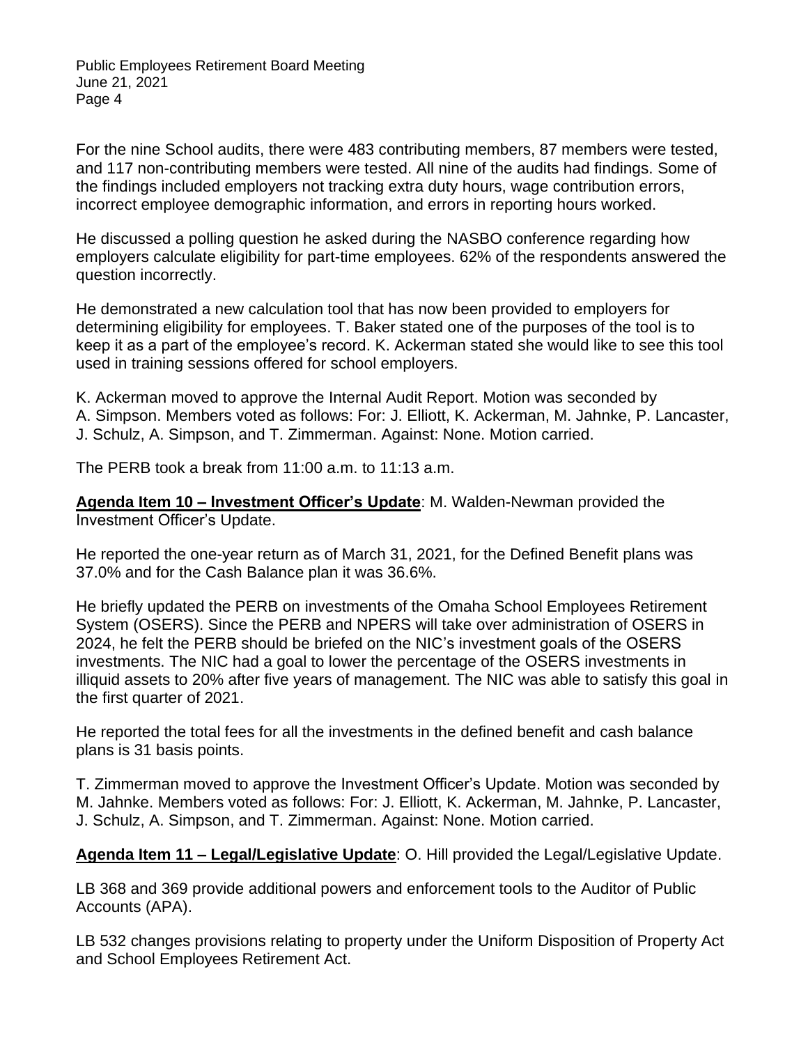For the nine School audits, there were 483 contributing members, 87 members were tested, and 117 non-contributing members were tested. All nine of the audits had findings. Some of the findings included employers not tracking extra duty hours, wage contribution errors, incorrect employee demographic information, and errors in reporting hours worked.

He discussed a polling question he asked during the NASBO conference regarding how employers calculate eligibility for part-time employees. 62% of the respondents answered the question incorrectly.

He demonstrated a new calculation tool that has now been provided to employers for determining eligibility for employees. T. Baker stated one of the purposes of the tool is to keep it as a part of the employee's record. K. Ackerman stated she would like to see this tool used in training sessions offered for school employers.

K. Ackerman moved to approve the Internal Audit Report. Motion was seconded by A. Simpson. Members voted as follows: For: J. Elliott, K. Ackerman, M. Jahnke, P. Lancaster, J. Schulz, A. Simpson, and T. Zimmerman. Against: None. Motion carried.

The PERB took a break from 11:00 a.m. to 11:13 a.m.

**<u>Agenda Item 10 – Investment Officer's Update</u>**: M. Walden-Newman provided the Investment Officer's Update.

He reported the one-year return as of March 31, 2021, for the Defined Benefit plans was 37.0% and for the Cash Balance plan it was 36.6%.

He briefly updated the PERB on investments of the Omaha School Employees Retirement System (OSERS). Since the PERB and NPERS will take over administration of OSERS in 2024, he felt the PERB should be briefed on the NIC's investment goals of the OSERS investments. The NIC had a goal to lower the percentage of the OSERS investments in illiquid assets to 20% after five years of management. The NIC was able to satisfy this goal in the first quarter of 2021.

He reported the total fees for all the investments in the defined benefit and cash balance plans is 31 basis points.

T. Zimmerman moved to approve the Investment Officer's Update. Motion was seconded by M. Jahnke. Members voted as follows: For: J. Elliott, K. Ackerman, M. Jahnke, P. Lancaster, J. Schulz, A. Simpson, and T. Zimmerman. Against: None. Motion carried.

**<u>Agenda Item 11 – Legal/Legislative Update</u>**: O. Hill provided the Legal/Legislative Update.

LB 368 and 369 provide additional powers and enforcement tools to the Auditor of Public Accounts (APA).

LB 532 changes provisions relating to property under the Uniform Disposition of Property Act and School Employees Retirement Act.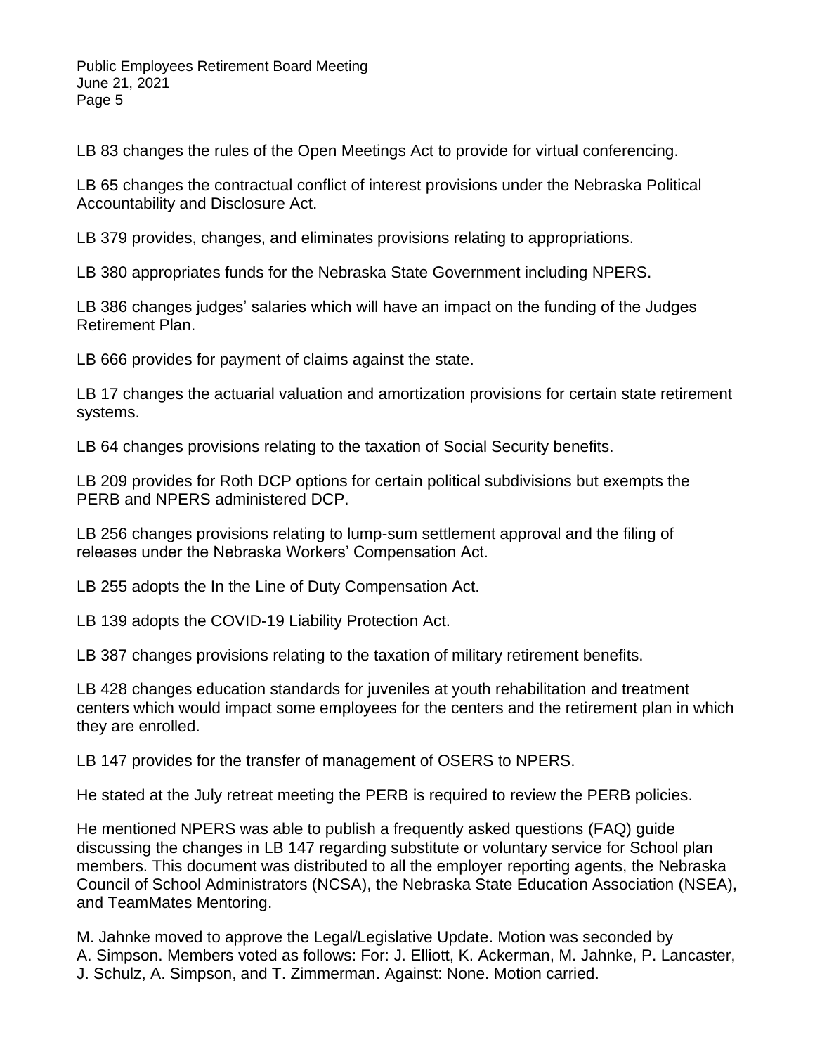LB 83 changes the rules of the Open Meetings Act to provide for virtual conferencing.

LB 65 changes the contractual conflict of interest provisions under the Nebraska Political Accountability and Disclosure Act.

LB 379 provides, changes, and eliminates provisions relating to appropriations.

LB 380 appropriates funds for the Nebraska State Government including NPERS.

LB 386 changes judges' salaries which will have an impact on the funding of the Judges Retirement Plan.

LB 666 provides for payment of claims against the state.

LB 17 changes the actuarial valuation and amortization provisions for certain state retirement systems.

LB 64 changes provisions relating to the taxation of Social Security benefits.

LB 209 provides for Roth DCP options for certain political subdivisions but exempts the PERB and NPERS administered DCP.

LB 256 changes provisions relating to lump-sum settlement approval and the filing of releases under the Nebraska Workers' Compensation Act.

LB 255 adopts the In the Line of Duty Compensation Act.

LB 139 adopts the COVID-19 Liability Protection Act.

LB 387 changes provisions relating to the taxation of military retirement benefits.

LB 428 changes education standards for juveniles at youth rehabilitation and treatment centers which would impact some employees for the centers and the retirement plan in which they are enrolled.

LB 147 provides for the transfer of management of OSERS to NPERS.

He stated at the July retreat meeting the PERB is required to review the PERB policies.

He mentioned NPERS was able to publish a frequently asked questions (FAQ) guide discussing the changes in LB 147 regarding substitute or voluntary service for School plan members. This document was distributed to all the employer reporting agents, the Nebraska Council of School Administrators (NCSA), the Nebraska State Education Association (NSEA), and TeamMates Mentoring.

M. Jahnke moved to approve the Legal/Legislative Update. Motion was seconded by A. Simpson. Members voted as follows: For: J. Elliott, K. Ackerman, M. Jahnke, P. Lancaster, J. Schulz, A. Simpson, and T. Zimmerman. Against: None. Motion carried.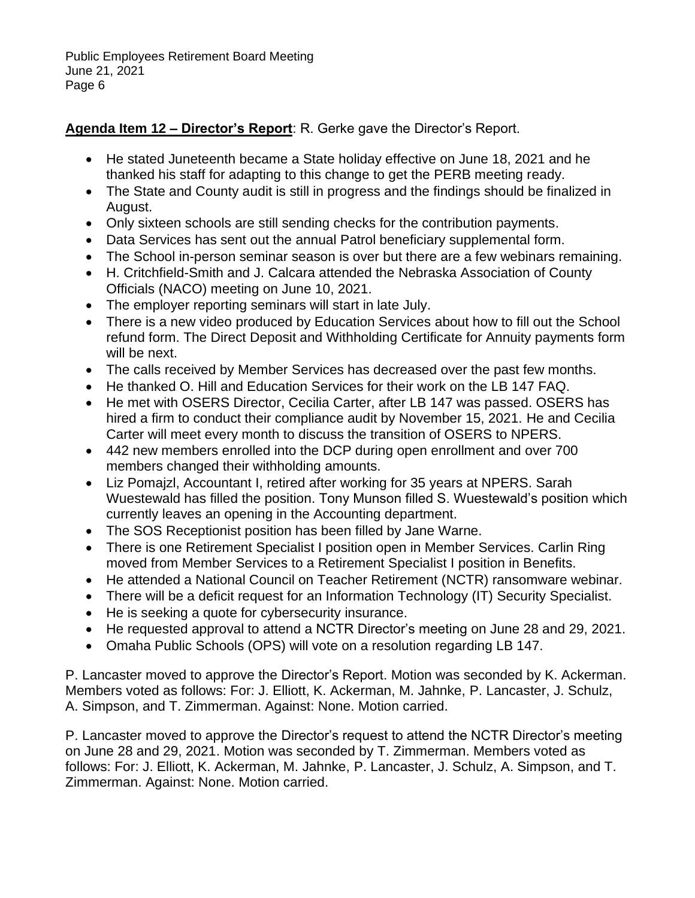**Agenda Item 12 – Director's Report**: R. Gerke gave the Director's Report.

- He stated Juneteenth became a State holiday effective on June 18, 2021 and he thanked his staff for adapting to this change to get the PERB meeting ready.
- The State and County audit is still in progress and the findings should be finalized in August.
- Only sixteen schools are still sending checks for the contribution payments.
- Data Services has sent out the annual Patrol beneficiary supplemental form.
- The School in-person seminar season is over but there are a few webinars remaining.
- H. Critchfield-Smith and J. Calcara attended the Nebraska Association of County Officials (NACO) meeting on June 10, 2021.
- The employer reporting seminars will start in late July.
- There is a new video produced by Education Services about how to fill out the School refund form. The Direct Deposit and Withholding Certificate for Annuity payments form will be next.
- The calls received by Member Services has decreased over the past few months.
- He thanked O. Hill and Education Services for their work on the LB 147 FAQ.
- He met with OSERS Director, Cecilia Carter, after LB 147 was passed. OSERS has hired a firm to conduct their compliance audit by November 15, 2021. He and Cecilia Carter will meet every month to discuss the transition of OSERS to NPERS.
- 442 new members enrolled into the DCP during open enrollment and over 700 members changed their withholding amounts.
- Liz Pomajzl, Accountant I, retired after working for 35 years at NPERS. Sarah Wuestewald has filled the position. Tony Munson filled S. Wuestewald's position which currently leaves an opening in the Accounting department.
- The SOS Receptionist position has been filled by Jane Warne.
- There is one Retirement Specialist I position open in Member Services. Carlin Ring moved from Member Services to a Retirement Specialist I position in Benefits.
- He attended a National Council on Teacher Retirement (NCTR) ransomware webinar.
- There will be a deficit request for an Information Technology (IT) Security Specialist.
- He is seeking a quote for cybersecurity insurance.
- He requested approval to attend a NCTR Director's meeting on June 28 and 29, 2021.
- Omaha Public Schools (OPS) will vote on a resolution regarding LB 147.

P. Lancaster moved to approve the Director's Report. Motion was seconded by K. Ackerman. Members voted as follows: For: J. Elliott, K. Ackerman, M. Jahnke, P. Lancaster, J. Schulz, A. Simpson, and T. Zimmerman. Against: None. Motion carried.

P. Lancaster moved to approve the Director's request to attend the NCTR Director's meeting on June 28 and 29, 2021. Motion was seconded by T. Zimmerman. Members voted as follows: For: J. Elliott, K. Ackerman, M. Jahnke, P. Lancaster, J. Schulz, A. Simpson, and T. Zimmerman. Against: None. Motion carried.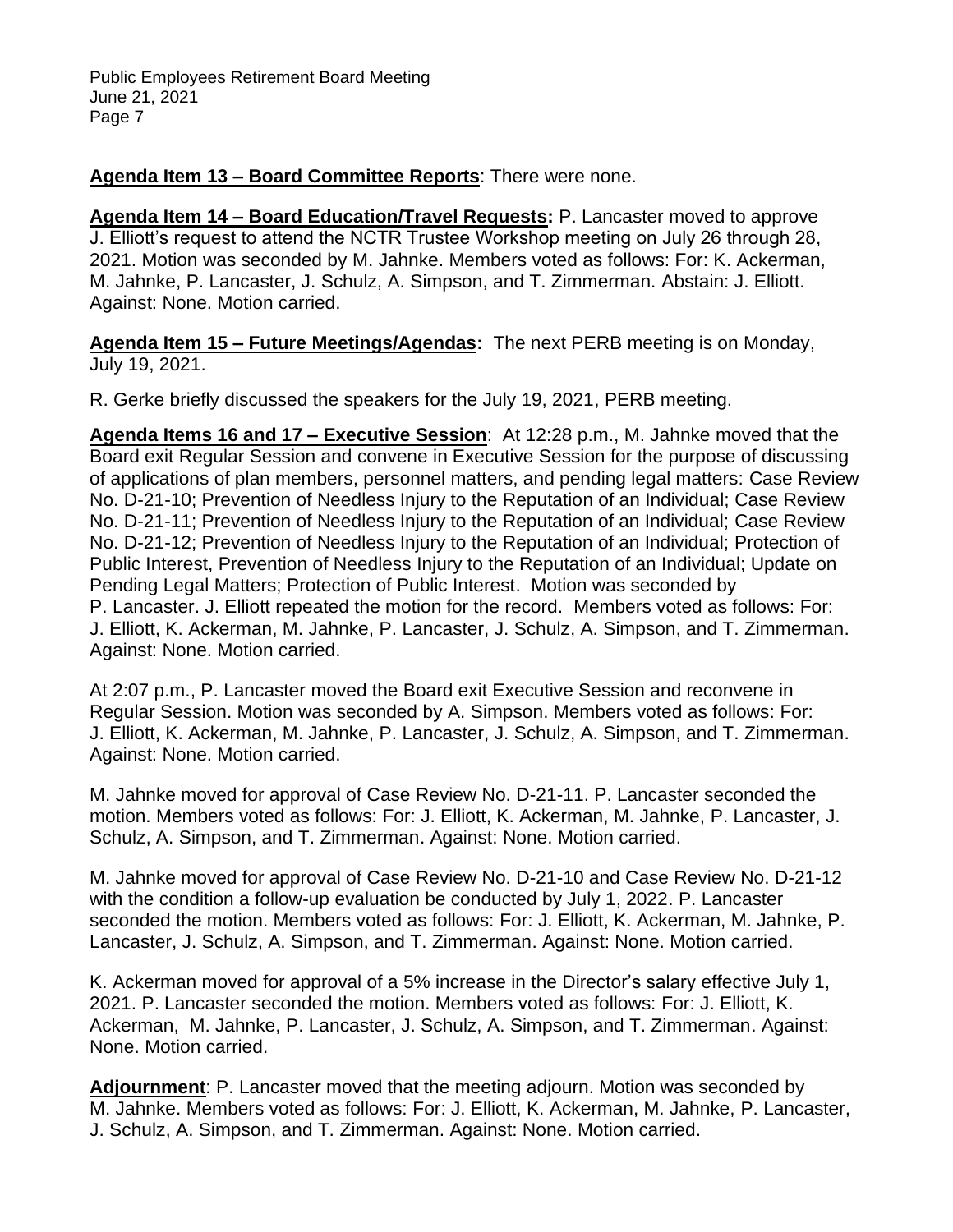**Agenda Item 13 – Board Committee Reports**: There were none.

**Agenda Item 14 – Board Education/Travel Requests:** P. Lancaster moved to approve J. Elliott's request to attend the NCTR Trustee Workshop meeting on July 26 through 28, 2021. Motion was seconded by M. Jahnke. Members voted as follows: For: K. Ackerman, M. Jahnke, P. Lancaster, J. Schulz, A. Simpson, and T. Zimmerman. Abstain: J. Elliott. Against: None. Motion carried.

**Agenda Item 15 – Future Meetings/Agendas:** The next PERB meeting is on Monday, July 19, 2021.

R. Gerke briefly discussed the speakers for the July 19, 2021, PERB meeting.

**Agenda Items 16 and 17 – Executive Session**: At 12:28 p.m., M. Jahnke moved that the Board exit Regular Session and convene in Executive Session for the purpose of discussing of applications of plan members, personnel matters, and pending legal matters: Case Review No. D-21-10; Prevention of Needless Injury to the Reputation of an Individual; Case Review No. D-21-11; Prevention of Needless Injury to the Reputation of an Individual; Case Review No. D-21-12; Prevention of Needless Injury to the Reputation of an Individual; Protection of Public Interest, Prevention of Needless Injury to the Reputation of an Individual; Update on Pending Legal Matters; Protection of Public Interest. Motion was seconded by P. Lancaster. J. Elliott repeated the motion for the record. Members voted as follows: For: J. Elliott, K. Ackerman, M. Jahnke, P. Lancaster, J. Schulz, A. Simpson, and T. Zimmerman. Against: None. Motion carried.

At 2:07 p.m., P. Lancaster moved the Board exit Executive Session and reconvene in Regular Session. Motion was seconded by A. Simpson. Members voted as follows: For: J. Elliott, K. Ackerman, M. Jahnke, P. Lancaster, J. Schulz, A. Simpson, and T. Zimmerman. Against: None. Motion carried.

M. Jahnke moved for approval of Case Review No. D-21-11. P. Lancaster seconded the motion. Members voted as follows: For: J. Elliott, K. Ackerman, M. Jahnke, P. Lancaster, J. Schulz, A. Simpson, and T. Zimmerman. Against: None. Motion carried.

M. Jahnke moved for approval of Case Review No. D-21-10 and Case Review No. D-21-12 with the condition a follow-up evaluation be conducted by July 1, 2022. P. Lancaster seconded the motion. Members voted as follows: For: J. Elliott, K. Ackerman, M. Jahnke, P. Lancaster, J. Schulz, A. Simpson, and T. Zimmerman. Against: None. Motion carried.

K. Ackerman moved for approval of a 5% increase in the Director's salary effective July 1, 2021. P. Lancaster seconded the motion. Members voted as follows: For: J. Elliott, K. Ackerman, M. Jahnke, P. Lancaster, J. Schulz, A. Simpson, and T. Zimmerman. Against: None. Motion carried.

**Adjournment**: P. Lancaster moved that the meeting adjourn. Motion was seconded by M. Jahnke. Members voted as follows: For: J. Elliott, K. Ackerman, M. Jahnke, P. Lancaster, J. Schulz, A. Simpson, and T. Zimmerman. Against: None. Motion carried.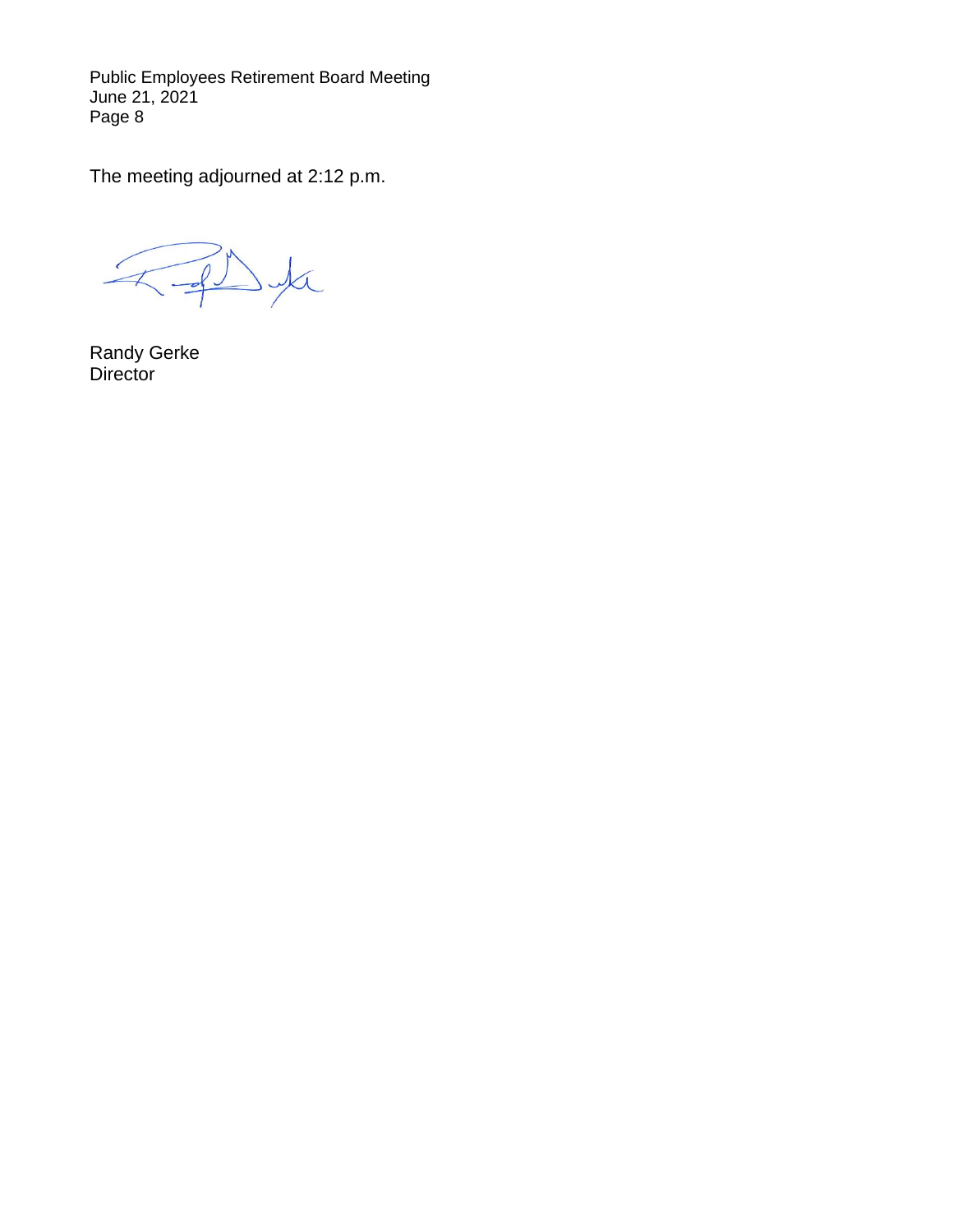The meeting adjourned at 2:12 p.m.

Randy Gerke
Director